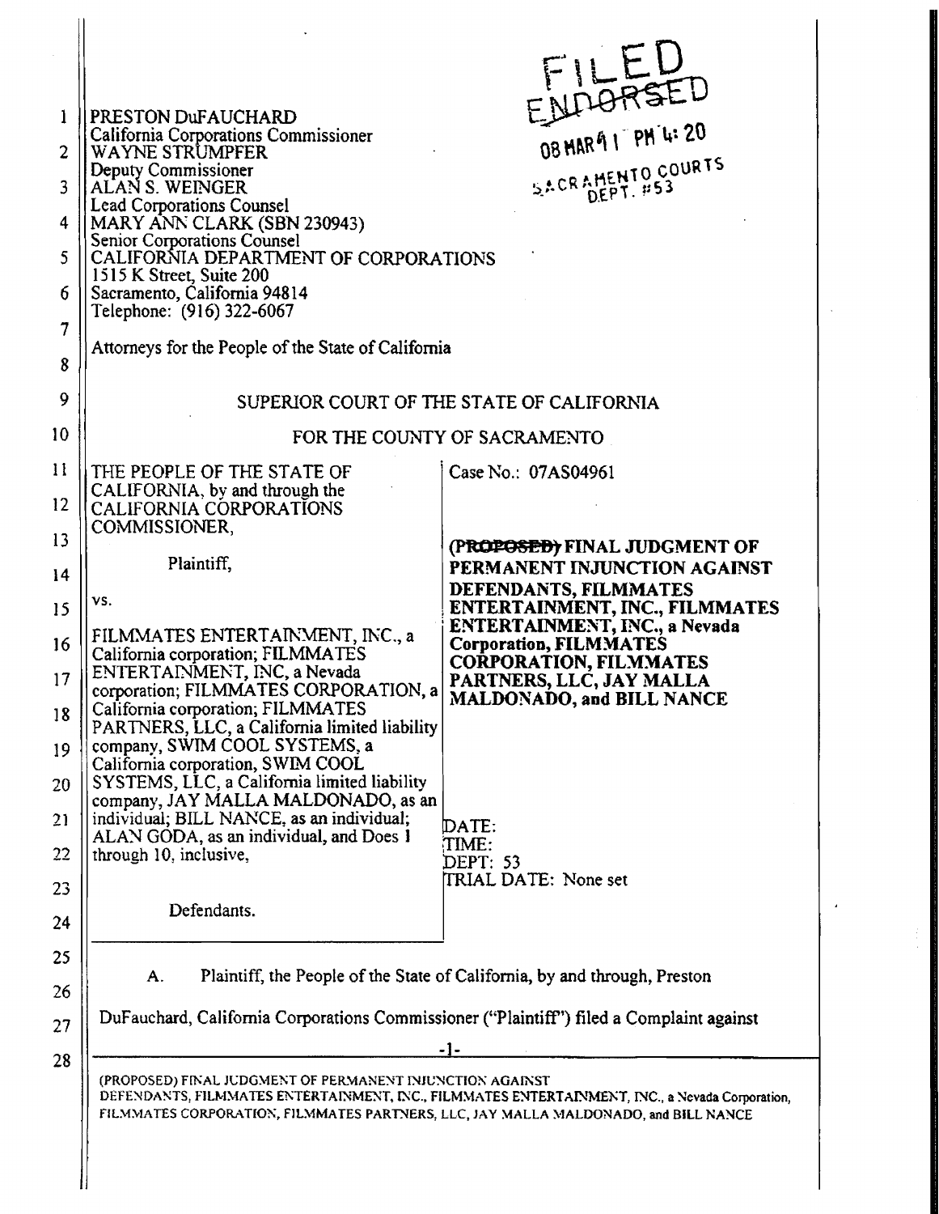FILED
ENDORSED
08 MAR 11 PM 4:20
SACRAMENTO COURTS
DEPT. #53

PRESTON DuFAUCHARD
California Corporations Commissioner
WAYNE STRUMPFER
Deputy Commissioner
ALAN S. WEINGER
Lead Corporations Counsel
MARY ANN CLARK (SBN 230943)
Senior Corporations Counsel
CALIFORNIA DEPARTMENT OF CORPORATIONS
1515 K Street, Suite 200
Sacramento, California 94814
Telephone: (916) 322-6067

Attorneys for the People of the State of California

SUPERIOR COURT OF THE STATE OF CALIFORNIA

FOR THE COUNTY OF SACRAMENTO

| | |
|---|---|
| THE PEOPLE OF THE STATE OF CALIFORNIA, by and through the CALIFORNIA CORPORATIONS COMMISSIONER,<br><br>Plaintiff,<br><br>vs.<br><br>FILMMATES ENTERTAINMENT, INC., a California corporation; FILMMATES ENTERTAINMENT, INC, a Nevada corporation; FILMMATES CORPORATION, a California corporation; FILMMATES PARTNERS, LLC, a California limited liability company, SWIM COOL SYSTEMS, a California corporation, SWIM COOL SYSTEMS, LLC, a California limited liability company, JAY MALLA MALDONADO, as an individual; BILL NANCE, as an individual; ALAN GODA, as an individual, and Does 1 through 10, inclusive,<br><br>Defendants. | Case No.: 07AS04961<br><br>**~~(PROPOSED)~~ FINAL JUDGMENT OF PERMANENT INJUNCTION AGAINST DEFENDANTS, FILMMATES ENTERTAINMENT, INC., FILMMATES ENTERTAINMENT, INC., a Nevada Corporation, FILMMATES CORPORATION, FILMMATES PARTNERS, LLC, JAY MALLA MALDONADO, and BILL NANCE**<br><br>DATE:<br>TIME:<br>DEPT: 53<br>TRIAL DATE: None set |

A. Plaintiff, the People of the State of California, by and through, Preston DuFauchard, California Corporations Commissioner ("Plaintiff") filed a Complaint against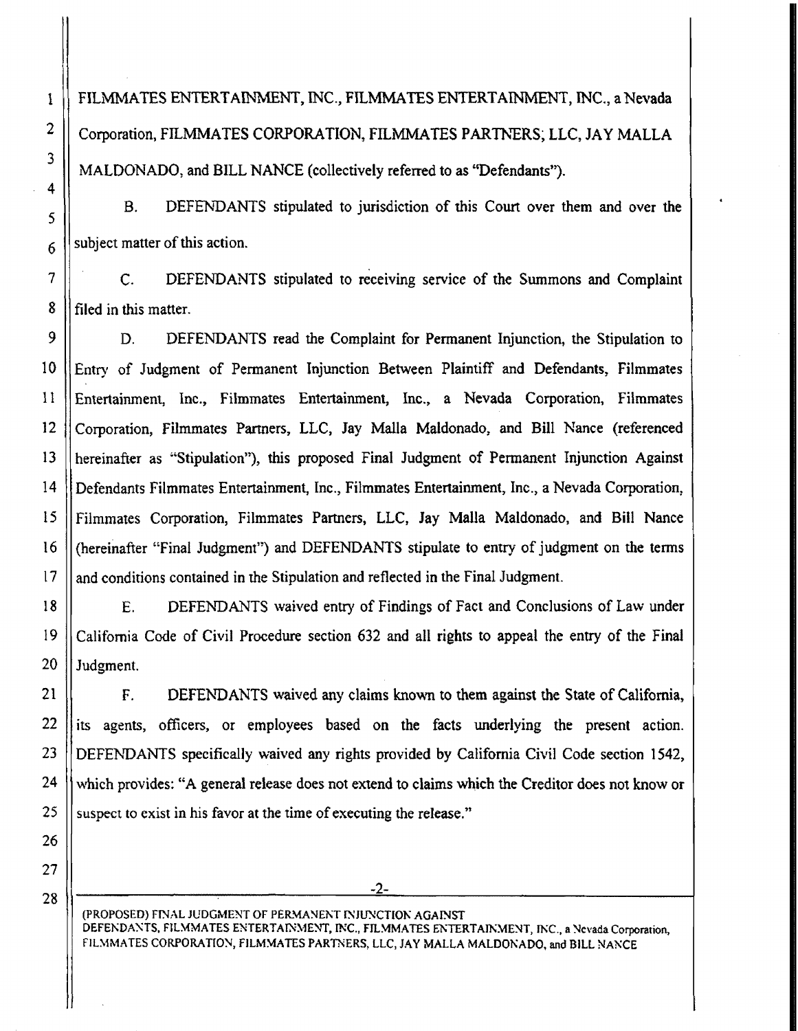FILMMATES ENTERTAINMENT, INC., FILMMATES ENTERTAINMENT, INC., a Nevada Corporation, FILMMATES CORPORATION, FILMMATES PARTNERS, LLC, JAY MALLA MALDONADO, and BILL NANCE (collectively referred to as "Defendants").

B. DEFENDANTS stipulated to jurisdiction of this Court over them and over the subject matter of this action.

C. DEFENDANTS stipulated to receiving service of the Summons and Complaint filed in this matter.

D. DEFENDANTS read the Complaint for Permanent Injunction, the Stipulation to Entry of Judgment of Permanent Injunction Between Plaintiff and Defendants, Filmmates Entertainment, Inc., Filmmates Entertainment, Inc., a Nevada Corporation, Filmmates Corporation, Filmmates Partners, LLC, Jay Malla Maldonado, and Bill Nance (referenced hereinafter as "Stipulation"), this proposed Final Judgment of Permanent Injunction Against Defendants Filmmates Entertainment, Inc., Filmmates Entertainment, Inc., a Nevada Corporation, Filmmates Corporation, Filmmates Partners, LLC, Jay Malla Maldonado, and Bill Nance (hereinafter "Final Judgment") and DEFENDANTS stipulate to entry of judgment on the terms and conditions contained in the Stipulation and reflected in the Final Judgment.

E. DEFENDANTS waived entry of Findings of Fact and Conclusions of Law under California Code of Civil Procedure section 632 and all rights to appeal the entry of the Final Judgment.

F. DEFENDANTS waived any claims known to them against the State of California, its agents, officers, or employees based on the facts underlying the present action. DEFENDANTS specifically waived any rights provided by California Civil Code section 1542, which provides: "A general release does not extend to claims which the Creditor does not know or suspect to exist in his favor at the time of executing the release."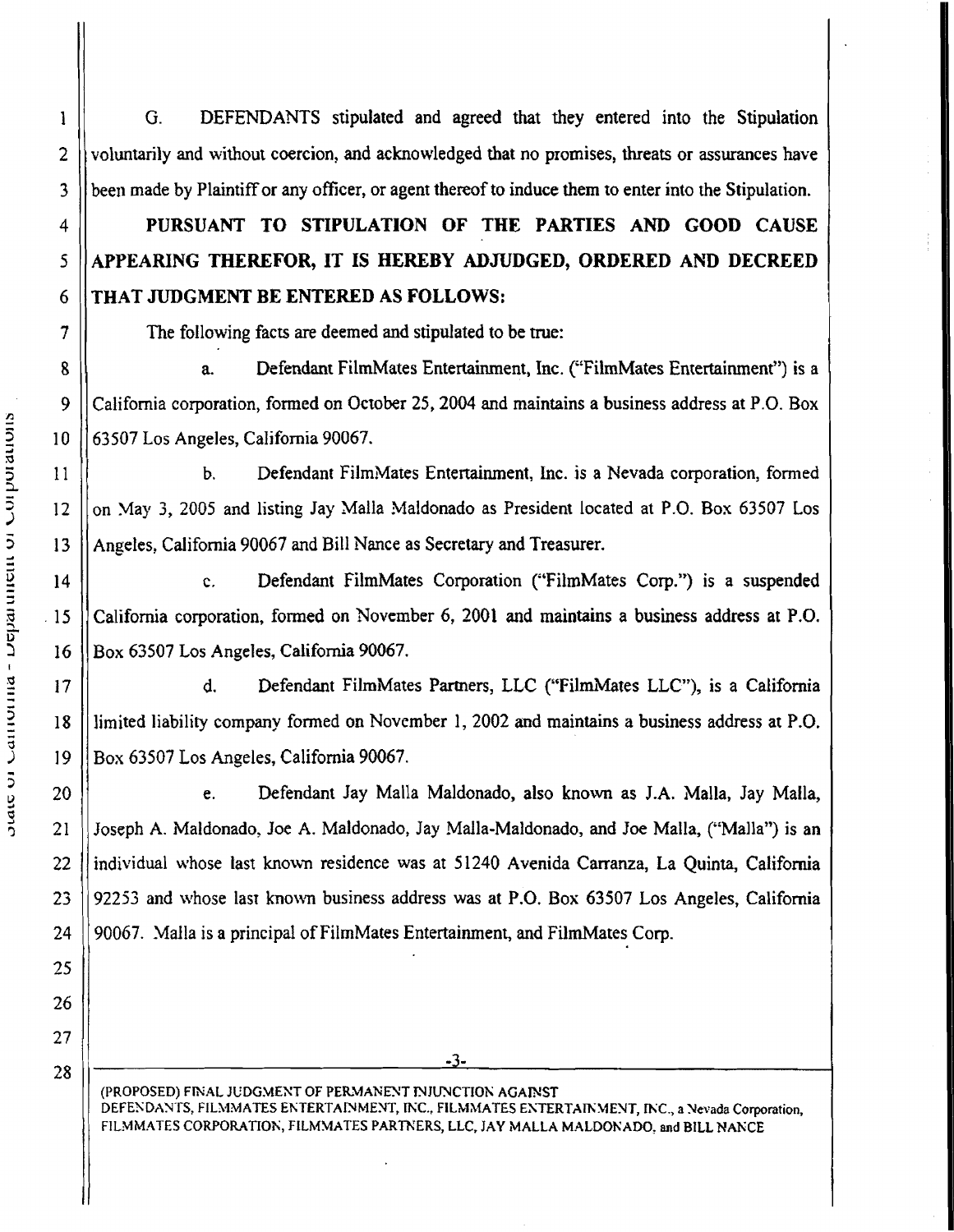G. DEFENDANTS stipulated and agreed that they entered into the Stipulation voluntarily and without coercion, and acknowledged that no promises, threats or assurances have been made by Plaintiff or any officer, or agent thereof to induce them to enter into the Stipulation.

**PURSUANT TO STIPULATION OF THE PARTIES AND GOOD CAUSE APPEARING THEREFOR, IT IS HEREBY ADJUDGED, ORDERED AND DECREED THAT JUDGMENT BE ENTERED AS FOLLOWS:**

The following facts are deemed and stipulated to be true:

a. Defendant FilmMates Entertainment, Inc. ("FilmMates Entertainment") is a California corporation, formed on October 25, 2004 and maintains a business address at P.O. Box 63507 Los Angeles, California 90067.

b. Defendant FilmMates Entertainment, Inc. is a Nevada corporation, formed on May 3, 2005 and listing Jay Malla Maldonado as President located at P.O. Box 63507 Los Angeles, California 90067 and Bill Nance as Secretary and Treasurer.

c. Defendant FilmMates Corporation ("FilmMates Corp.") is a suspended California corporation, formed on November 6, 2001 and maintains a business address at P.O. Box 63507 Los Angeles, California 90067.

d. Defendant FilmMates Partners, LLC ("FilmMates LLC"), is a California limited liability company formed on November 1, 2002 and maintains a business address at P.O. Box 63507 Los Angeles, California 90067.

e. Defendant Jay Malla Maldonado, also known as J.A. Malla, Jay Malla, Joseph A. Maldonado, Joe A. Maldonado, Jay Malla-Maldonado, and Joe Malla, ("Malla") is an individual whose last known residence was at 51240 Avenida Carranza, La Quinta, California 92253 and whose last known business address was at P.O. Box 63507 Los Angeles, California 90067. Malla is a principal of FilmMates Entertainment, and FilmMates Corp.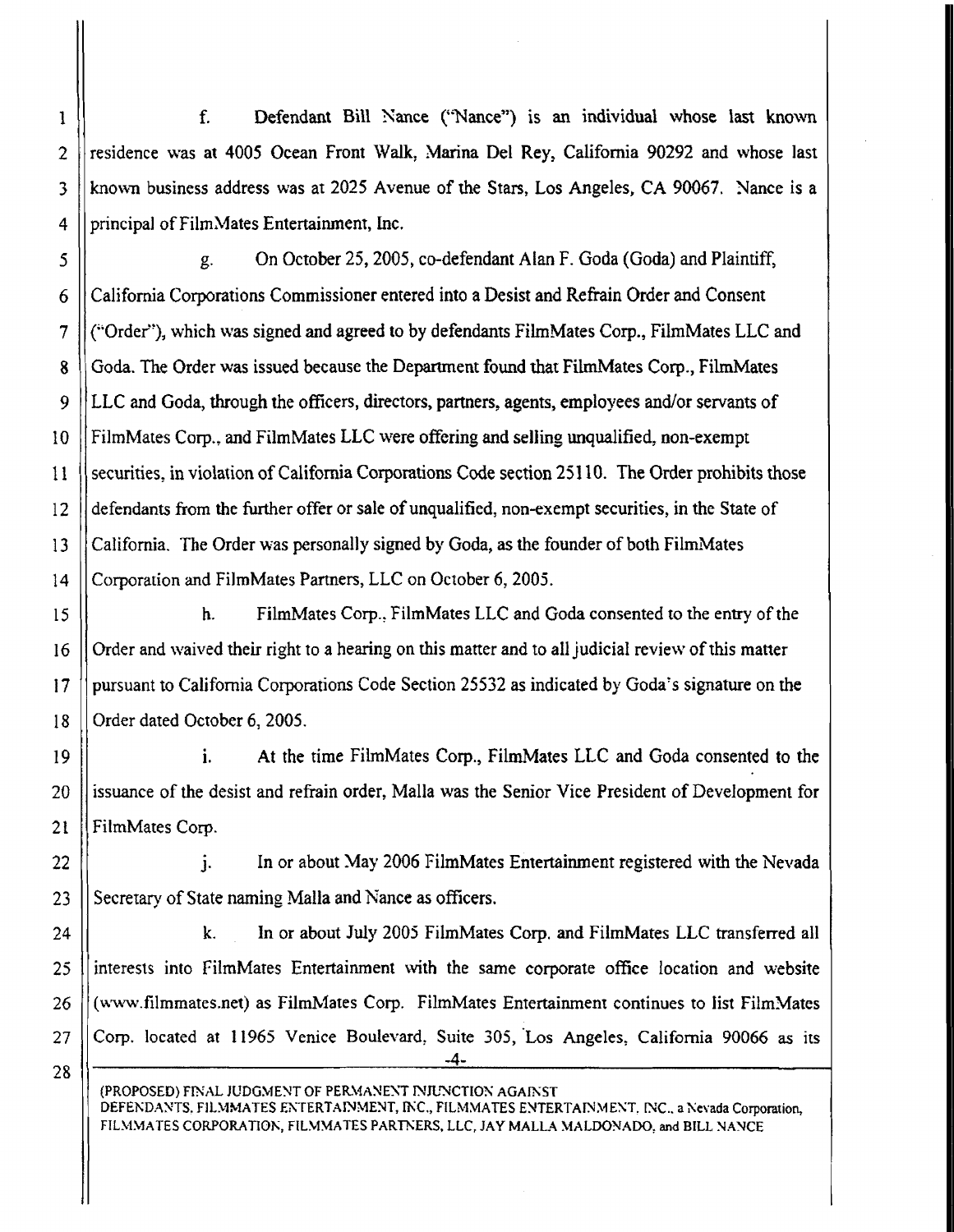f. Defendant Bill Nance ("Nance") is an individual whose last known residence was at 4005 Ocean Front Walk, Marina Del Rey, California 90292 and whose last known business address was at 2025 Avenue of the Stars, Los Angeles, CA 90067. Nance is a principal of FilmMates Entertainment, Inc.

g. On October 25, 2005, co-defendant Alan F. Goda (Goda) and Plaintiff, California Corporations Commissioner entered into a Desist and Refrain Order and Consent ("Order"), which was signed and agreed to by defendants FilmMates Corp., FilmMates LLC and Goda. The Order was issued because the Department found that FilmMates Corp., FilmMates LLC and Goda, through the officers, directors, partners, agents, employees and/or servants of FilmMates Corp., and FilmMates LLC were offering and selling unqualified, non-exempt securities, in violation of California Corporations Code section 25110. The Order prohibits those defendants from the further offer or sale of unqualified, non-exempt securities, in the State of California. The Order was personally signed by Goda, as the founder of both FilmMates Corporation and FilmMates Partners, LLC on October 6, 2005.

h. FilmMates Corp., FilmMates LLC and Goda consented to the entry of the Order and waived their right to a hearing on this matter and to all judicial review of this matter pursuant to California Corporations Code Section 25532 as indicated by Goda's signature on the Order dated October 6, 2005.

i. At the time FilmMates Corp., FilmMates LLC and Goda consented to the issuance of the desist and refrain order, Malla was the Senior Vice President of Development for FilmMates Corp.

j. In or about May 2006 FilmMates Entertainment registered with the Nevada Secretary of State naming Malla and Nance as officers.

k. In or about July 2005 FilmMates Corp. and FilmMates LLC transferred all interests into FilmMates Entertainment with the same corporate office location and website (www.filmmates.net) as FilmMates Corp. FilmMates Entertainment continues to list FilmMates Corp. located at 11965 Venice Boulevard, Suite 305, Los Angeles, California 90066 as its

(PROPOSED) FINAL JUDGMENT OF PERMANENT INJUNCTION AGAINST DEFENDANTS, FILMMATES ENTERTAINMENT, INC., FILMMATES ENTERTAINMENT, INC., a Nevada Corporation, FILMMATES CORPORATION, FILMMATES PARTNERS, LLC, JAY MALLA MALDONADO, and BILL NANCE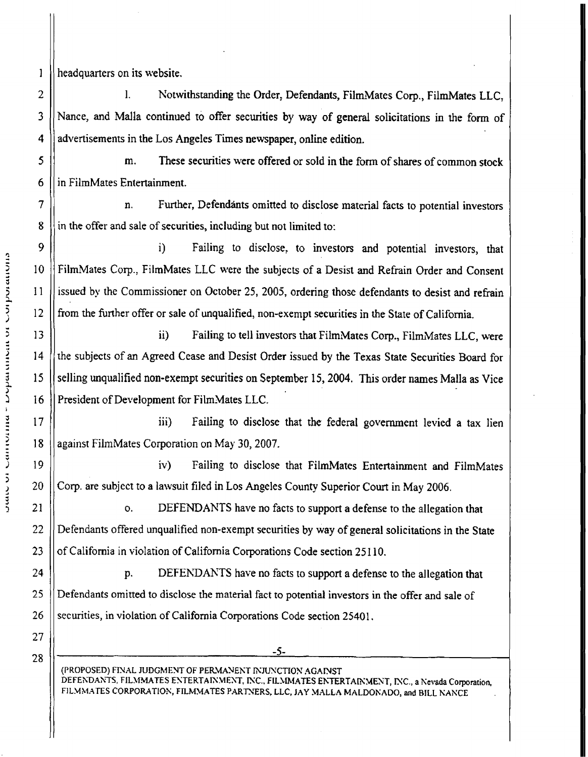headquarters on its website.

l. Notwithstanding the Order, Defendants, FilmMates Corp., FilmMates LLC, Nance, and Malla continued to offer securities by way of general solicitations in the form of advertisements in the Los Angeles Times newspaper, online edition.

m. These securities were offered or sold in the form of shares of common stock in FilmMates Entertainment.

n. Further, Defendants omitted to disclose material facts to potential investors in the offer and sale of securities, including but not limited to:

i) Failing to disclose, to investors and potential investors, that FilmMates Corp., FilmMates LLC were the subjects of a Desist and Refrain Order and Consent issued by the Commissioner on October 25, 2005, ordering those defendants to desist and refrain from the further offer or sale of unqualified, non-exempt securities in the State of California.

ii) Failing to tell investors that FilmMates Corp., FilmMates LLC, were the subjects of an Agreed Cease and Desist Order issued by the Texas State Securities Board for selling unqualified non-exempt securities on September 15, 2004. This order names Malla as Vice President of Development for FilmMates LLC.

iii) Failing to disclose that the federal government levied a tax lien against FilmMates Corporation on May 30, 2007.

iv) Failing to disclose that FilmMates Entertainment and FilmMates Corp. are subject to a lawsuit filed in Los Angeles County Superior Court in May 2006.

o. DEFENDANTS have no facts to support a defense to the allegation that Defendants offered unqualified non-exempt securities by way of general solicitations in the State of California in violation of California Corporations Code section 25110.

p. DEFENDANTS have no facts to support a defense to the allegation that Defendants omitted to disclose the material fact to potential investors in the offer and sale of securities, in violation of California Corporations Code section 25401.

(PROPOSED) FINAL JUDGMENT OF PERMANENT INJUNCTION AGAINST DEFENDANTS, FILMMATES ENTERTAINMENT, INC., FILMMATES ENTERTAINMENT, INC., a Nevada Corporation, FILMMATES CORPORATION, FILMMATES PARTNERS, LLC, JAY MALLA MALDONADO, and BILL NANCE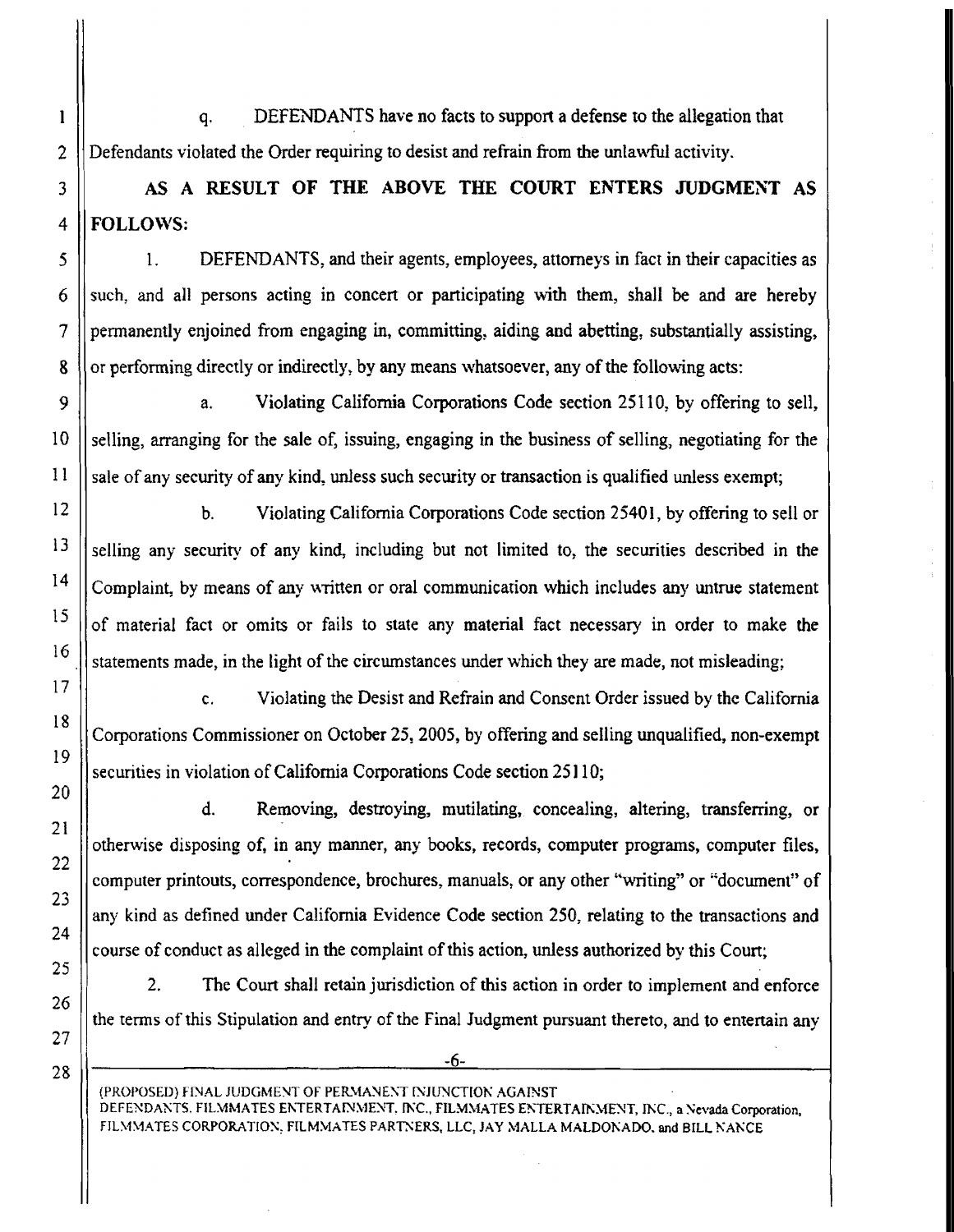q. DEFENDANTS have no facts to support a defense to the allegation that Defendants violated the Order requiring to desist and refrain from the unlawful activity.

**AS A RESULT OF THE ABOVE THE COURT ENTERS JUDGMENT AS FOLLOWS:**

1. DEFENDANTS, and their agents, employees, attorneys in fact in their capacities as such, and all persons acting in concert or participating with them, shall be and are hereby permanently enjoined from engaging in, committing, aiding and abetting, substantially assisting, or performing directly or indirectly, by any means whatsoever, any of the following acts:

a. Violating California Corporations Code section 25110, by offering to sell, selling, arranging for the sale of, issuing, engaging in the business of selling, negotiating for the sale of any security of any kind, unless such security or transaction is qualified unless exempt;

b. Violating California Corporations Code section 25401, by offering to sell or selling any security of any kind, including but not limited to, the securities described in the Complaint, by means of any written or oral communication which includes any untrue statement of material fact or omits or fails to state any material fact necessary in order to make the statements made, in the light of the circumstances under which they are made, not misleading;

c. Violating the Desist and Refrain and Consent Order issued by the California Corporations Commissioner on October 25, 2005, by offering and selling unqualified, non-exempt securities in violation of California Corporations Code section 25110;

d. Removing, destroying, mutilating, concealing, altering, transferring, or otherwise disposing of, in any manner, any books, records, computer programs, computer files, computer printouts, correspondence, brochures, manuals, or any other "writing" or "document" of any kind as defined under California Evidence Code section 250, relating to the transactions and course of conduct as alleged in the complaint of this action, unless authorized by this Court;

2. The Court shall retain jurisdiction of this action in order to implement and enforce the terms of this Stipulation and entry of the Final Judgment pursuant thereto, and to entertain any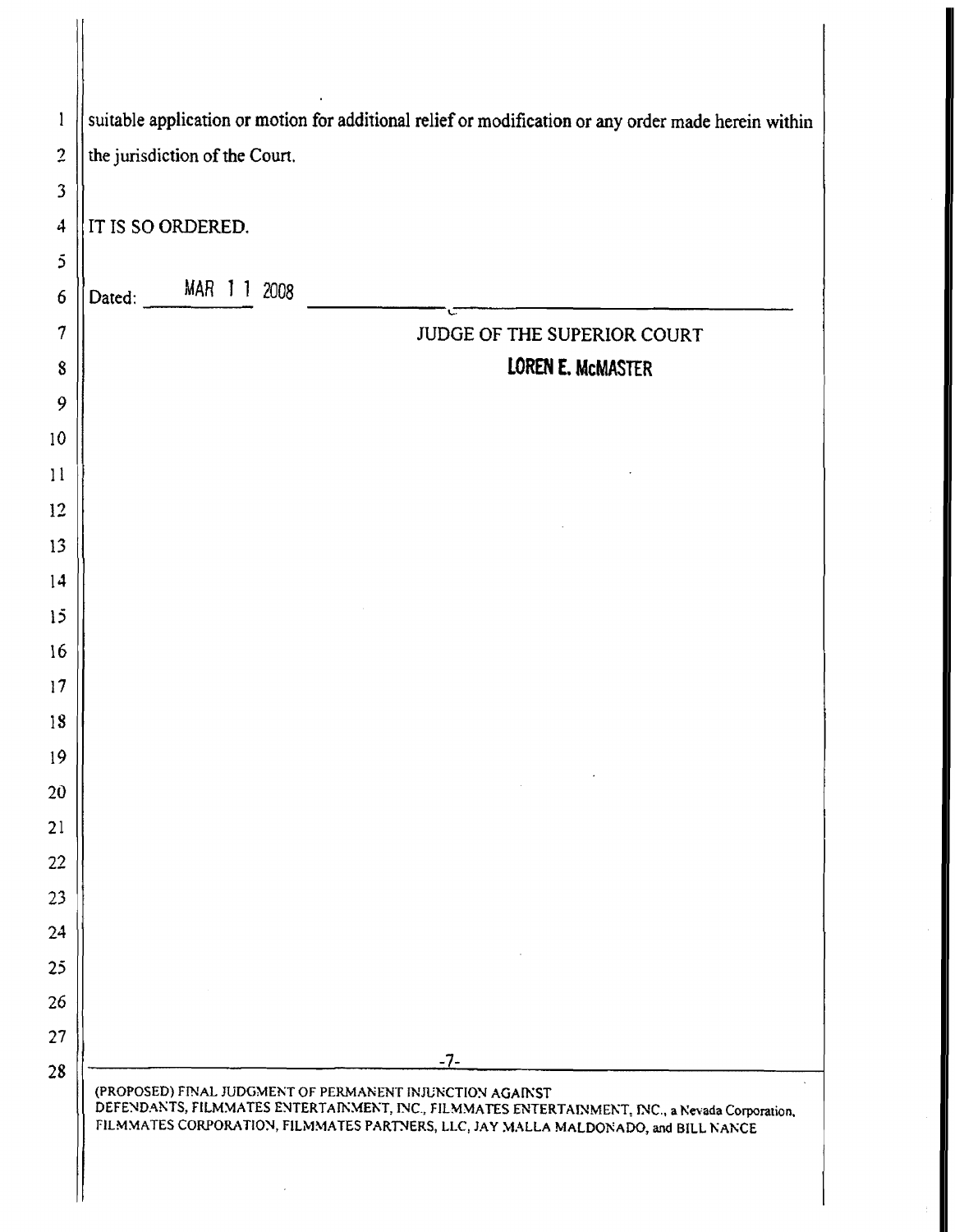suitable application or motion for additional relief or modification or any order made herein within the jurisdiction of the Court.

IT IS SO ORDERED.

Dated: MAR 11 2008

JUDGE OF THE SUPERIOR COURT

**LOREN E. McMASTER**

(PROPOSED) FINAL JUDGMENT OF PERMANENT INJUNCTION AGAINST DEFENDANTS, FILMMATES ENTERTAINMENT, INC., FILMMATES ENTERTAINMENT, INC., a Nevada Corporation, FILMMATES CORPORATION, FILMMATES PARTNERS, LLC, JAY MALLA MALDONADO, and BILL NANCE